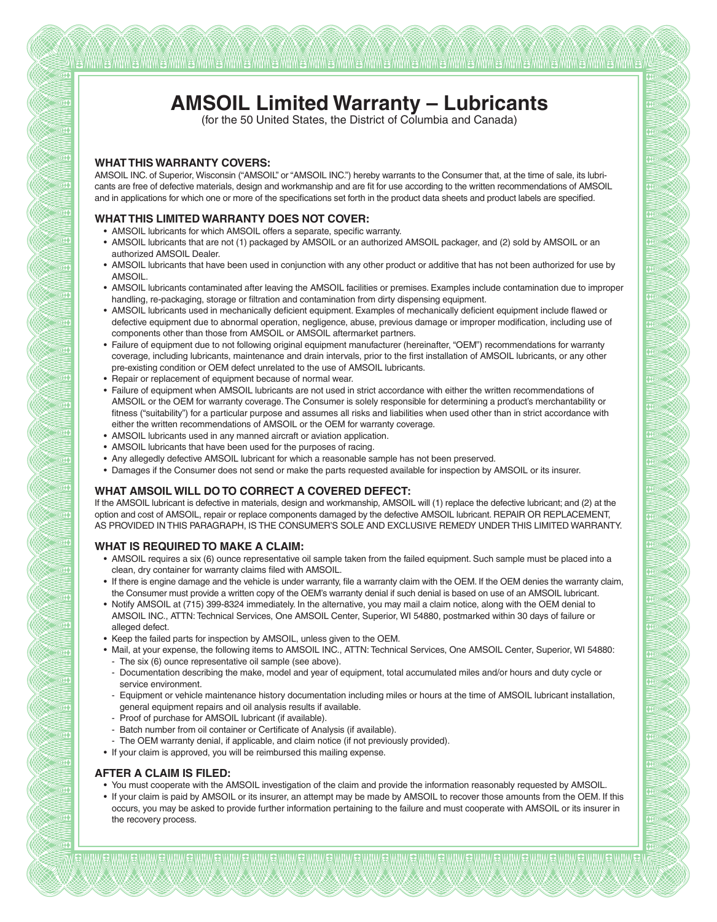# AMSOIL Limited Warranty – Lubricants

(for the 50 United States, the District of Columbia and Canada)

## WHAT THIS WARRANTY COVERS:

AMSOIL INC. of Superior, Wisconsin ("AMSOIL" or "AMSOIL INC.") hereby warrants to the Consumer that, at the time of sale, its lubricants are free of defective materials, design and workmanship and are fit for use according to the written recommendations of AMSOIL and in applications for which one or more of the specifications set forth in the product data sheets and product labels are specified.

## WHAT THIS LIMITED WARRANTY DOES NOT COVER:

- AMSOIL lubricants for which AMSOIL offers a separate, specific warranty.
- AMSOIL lubricants that are not (1) packaged by AMSOIL or an authorized AMSOIL packager, and (2) sold by AMSOIL or an authorized AMSOIL Dealer.
- AMSOIL lubricants that have been used in conjunction with any other product or additive that has not been authorized for use by AMSOIL.
- AMSOIL lubricants contaminated after leaving the AMSOIL facilities or premises. Examples include contamination due to improper handling, re-packaging, storage or filtration and contamination from dirty dispensing equipment.
- AMSOIL lubricants used in mechanically deficient equipment. Examples of mechanically deficient equipment include flawed or defective equipment due to abnormal operation, negligence, abuse, previous damage or improper modification, including use of components other than those from AMSOIL or AMSOIL aftermarket partners.
- Failure of equipment due to not following original equipment manufacturer (hereinafter, "OEM") recommendations for warranty coverage, including lubricants, maintenance and drain intervals, prior to the first installation of AMSOIL lubricants, or any other pre-existing condition or OEM defect unrelated to the use of AMSOIL lubricants.
- Repair or replacement of equipment because of normal wear.
- Failure of equipment when AMSOIL lubricants are not used in strict accordance with either the written recommendations of AMSOIL or the OEM for warranty coverage. The Consumer is solely responsible for determining a product's merchantability or fitness ("suitability") for a particular purpose and assumes all risks and liabilities when used other than in strict accordance with either the written recommendations of AMSOIL or the OEM for warranty coverage.
- AMSOIL lubricants used in any manned aircraft or aviation application.
- AMSOIL lubricants that have been used for the purposes of racing.
- Any allegedly defective AMSOIL lubricant for which a reasonable sample has not been preserved.
- Damages if the Consumer does not send or make the parts requested available for inspection by AMSOIL or its insurer.

## WHAT AMSOIL WILL DO TO CORRECT A COVERED DEFECT:

If the AMSOIL lubricant is defective in materials, design and workmanship, AMSOIL will (1) replace the defective lubricant; and (2) at the option and cost of AMSOIL, repair or replace components damaged by the defective AMSOIL lubricant. REPAIR OR REPLACEMENT, AS PROVIDED IN THIS PARAGRAPH, IS THE CONSUMER'S SOLE AND EXCLUSIVE REMEDY UNDER THIS LIMITED WARRANTY.

## WHAT IS REQUIRED TO MAKE A CLAIM:

- AMSOIL requires a six (6) ounce representative oil sample taken from the failed equipment. Such sample must be placed into a clean, dry container for warranty claims filed with AMSOIL.
- If there is engine damage and the vehicle is under warranty, file a warranty claim with the OEM. If the OEM denies the warranty claim, the Consumer must provide a written copy of the OEM's warranty denial if such denial is based on use of an AMSOIL lubricant.
- Notify AMSOIL at (715) 399-8324 immediately. In the alternative, you may mail a claim notice, along with the OEM denial to AMSOIL INC., ATTN: Technical Services, One AMSOIL Center, Superior, WI 54880, postmarked within 30 days of failure or alleged defect.
- Keep the failed parts for inspection by AMSOIL, unless given to the OEM.
- Mail, at your expense, the following items to AMSOIL INC., ATTN: Technical Services, One AMSOIL Center, Superior, WI 54880:
  - The six (6) ounce representative oil sample (see above).
  - Documentation describing the make, model and year of equipment, total accumulated miles and/or hours and duty cycle or service environment.
  - Equipment or vehicle maintenance history documentation including miles or hours at the time of AMSOIL lubricant installation, general equipment repairs and oil analysis results if available.
  - Proof of purchase for AMSOIL lubricant (if available).
  - Batch number from oil container or Certificate of Analysis (if available).
  - The OEM warranty denial, if applicable, and claim notice (if not previously provided).
- If your claim is approved, you will be reimbursed this mailing expense.

## AFTER A CLAIM IS FILED:

- You must cooperate with the AMSOIL investigation of the claim and provide the information reasonably requested by AMSOIL.
- If your claim is paid by AMSOIL or its insurer, an attempt may be made by AMSOIL to recover those amounts from the OEM. If this occurs, you may be asked to provide further information pertaining to the failure and must cooperate with AMSOIL or its insurer in the recovery process.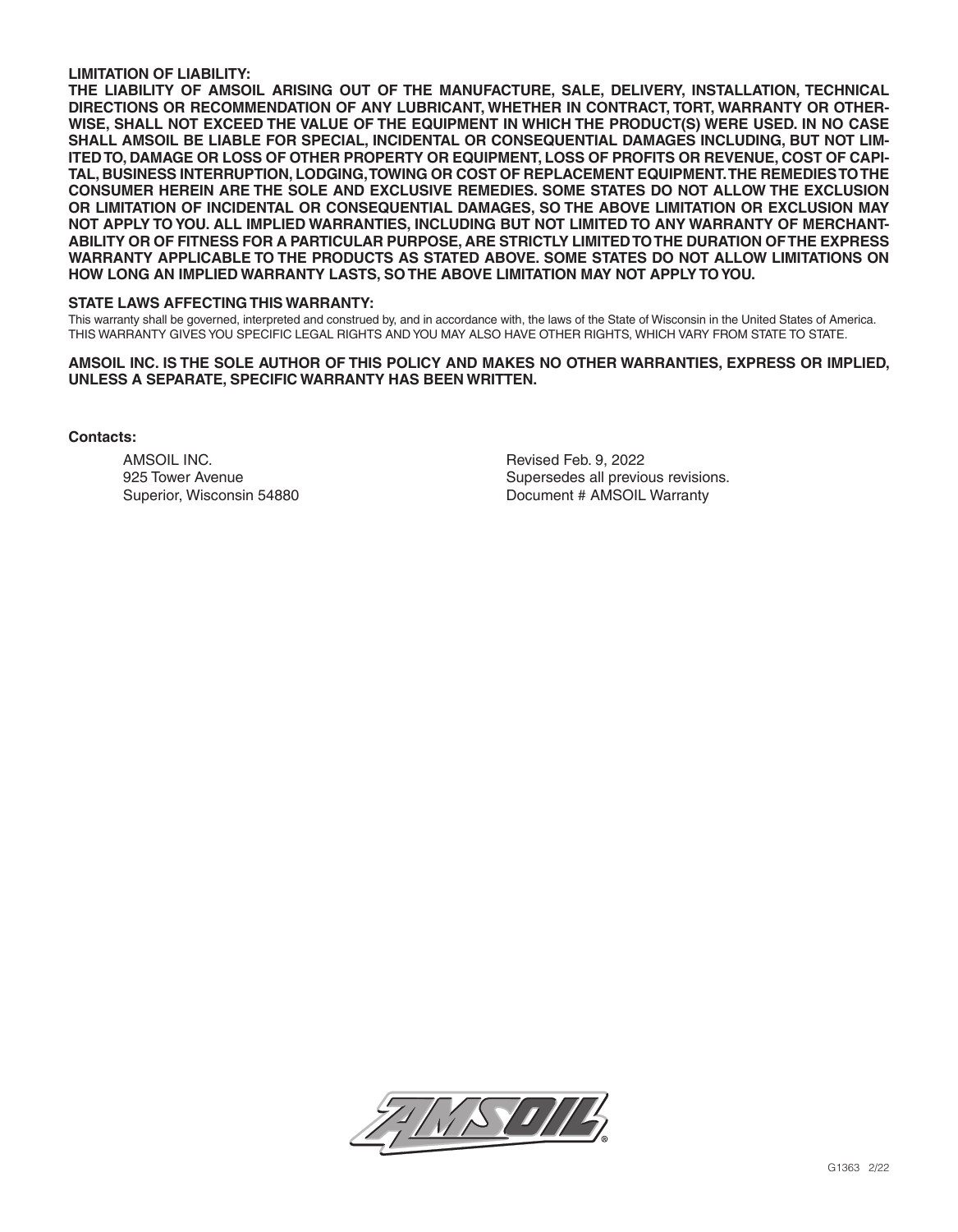**LIMITATION OF LIABILITY:**

**THE LIABILITY OF AMSOIL ARISING OUT OF THE MANUFACTURE, SALE, DELIVERY, INSTALLATION, TECHNICAL DIRECTIONS OR RECOMMENDATION OF ANY LUBRICANT, WHETHER IN CONTRACT, TORT, WARRANTY OR OTHERWISE, SHALL NOT EXCEED THE VALUE OF THE EQUIPMENT IN WHICH THE PRODUCT(S) WERE USED. IN NO CASE SHALL AMSOIL BE LIABLE FOR SPECIAL, INCIDENTAL OR CONSEQUENTIAL DAMAGES INCLUDING, BUT NOT LIMITED TO, DAMAGE OR LOSS OF OTHER PROPERTY OR EQUIPMENT, LOSS OF PROFITS OR REVENUE, COST OF CAPITAL, BUSINESS INTERRUPTION, LODGING, TOWING OR COST OF REPLACEMENT EQUIPMENT. THE REMEDIES TO THE CONSUMER HEREIN ARE THE SOLE AND EXCLUSIVE REMEDIES. SOME STATES DO NOT ALLOW THE EXCLUSION OR LIMITATION OF INCIDENTAL OR CONSEQUENTIAL DAMAGES, SO THE ABOVE LIMITATION OR EXCLUSION MAY NOT APPLY TO YOU. ALL IMPLIED WARRANTIES, INCLUDING BUT NOT LIMITED TO ANY WARRANTY OF MERCHANTABILITY OR OF FITNESS FOR A PARTICULAR PURPOSE, ARE STRICTLY LIMITED TO THE DURATION OF THE EXPRESS WARRANTY APPLICABLE TO THE PRODUCTS AS STATED ABOVE. SOME STATES DO NOT ALLOW LIMITATIONS ON HOW LONG AN IMPLIED WARRANTY LASTS, SO THE ABOVE LIMITATION MAY NOT APPLY TO YOU.**

**STATE LAWS AFFECTING THIS WARRANTY:**

This warranty shall be governed, interpreted and construed by, and in accordance with, the laws of the State of Wisconsin in the United States of America. THIS WARRANTY GIVES YOU SPECIFIC LEGAL RIGHTS AND YOU MAY ALSO HAVE OTHER RIGHTS, WHICH VARY FROM STATE TO STATE.

**AMSOIL INC. IS THE SOLE AUTHOR OF THIS POLICY AND MAKES NO OTHER WARRANTIES, EXPRESS OR IMPLIED, UNLESS A SEPARATE, SPECIFIC WARRANTY HAS BEEN WRITTEN.**

**Contacts:**

AMSOIL INC.
925 Tower Avenue
Superior, Wisconsin 54880

Revised Feb. 9, 2022
Supersedes all previous revisions.
Document # AMSOIL Warranty

AMSOIL®

G1363 2/22